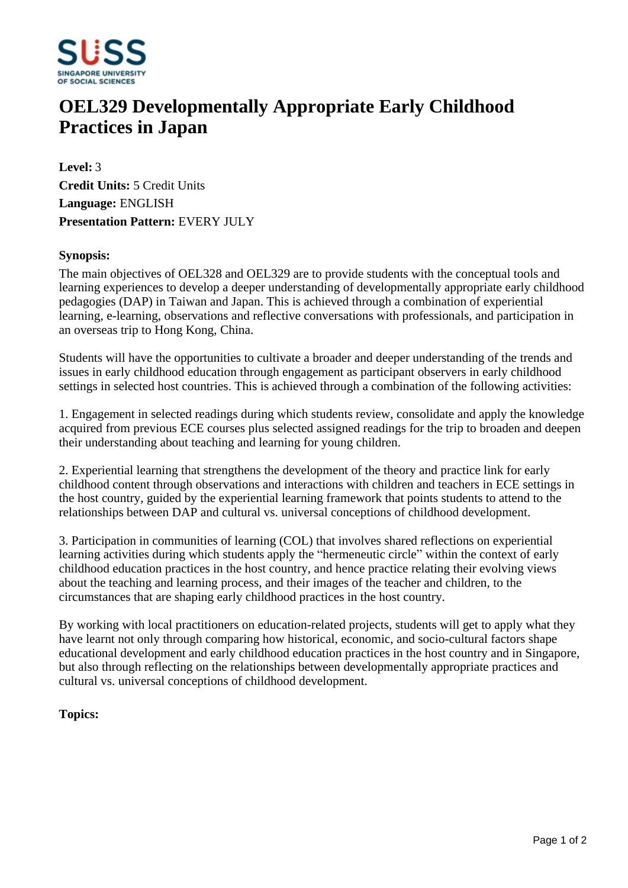# OEL329 Developmentally Appropriate Early Childhood Practices in Japan

**Level:** 3
**Credit Units:** 5 Credit Units
**Language:** ENGLISH
**Presentation Pattern:** EVERY JULY

**Synopsis:**

The main objectives of OEL328 and OEL329 are to provide students with the conceptual tools and learning experiences to develop a deeper understanding of developmentally appropriate early childhood pedagogies (DAP) in Taiwan and Japan. This is achieved through a combination of experiential learning, e-learning, observations and reflective conversations with professionals, and participation in an overseas trip to Hong Kong, China.

Students will have the opportunities to cultivate a broader and deeper understanding of the trends and issues in early childhood education through engagement as participant observers in early childhood settings in selected host countries. This is achieved through a combination of the following activities:

1. Engagement in selected readings during which students review, consolidate and apply the knowledge acquired from previous ECE courses plus selected assigned readings for the trip to broaden and deepen their understanding about teaching and learning for young children.

2. Experiential learning that strengthens the development of the theory and practice link for early childhood content through observations and interactions with children and teachers in ECE settings in the host country, guided by the experiential learning framework that points students to attend to the relationships between DAP and cultural vs. universal conceptions of childhood development.

3. Participation in communities of learning (COL) that involves shared reflections on experiential learning activities during which students apply the “hermeneutic circle” within the context of early childhood education practices in the host country, and hence practice relating their evolving views about the teaching and learning process, and their images of the teacher and children, to the circumstances that are shaping early childhood practices in the host country.

By working with local practitioners on education-related projects, students will get to apply what they have learnt not only through comparing how historical, economic, and socio-cultural factors shape educational development and early childhood education practices in the host country and in Singapore, but also through reflecting on the relationships between developmentally appropriate practices and cultural vs. universal conceptions of childhood development.

**Topics:**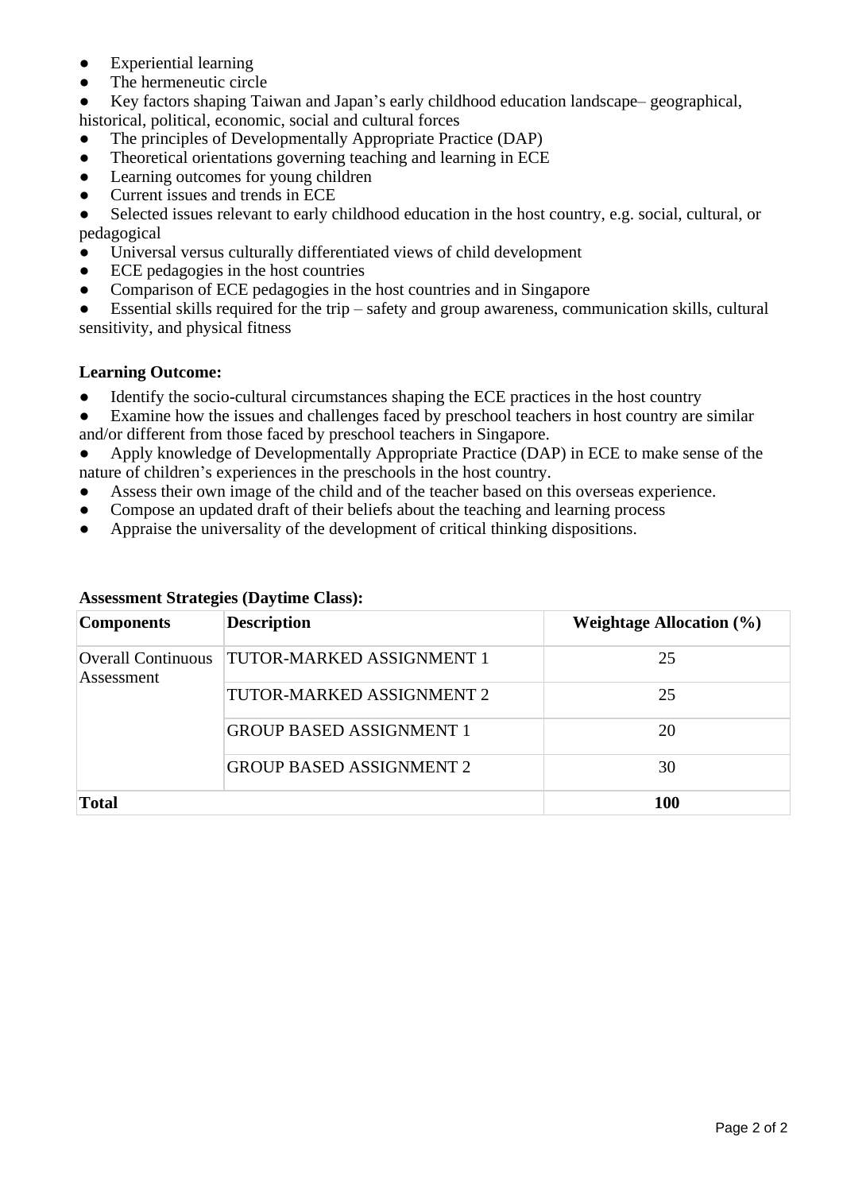- Experiential learning
- The hermeneutic circle
- Key factors shaping Taiwan and Japan's early childhood education landscape– geographical, historical, political, economic, social and cultural forces
- The principles of Developmentally Appropriate Practice (DAP)
- Theoretical orientations governing teaching and learning in ECE
- Learning outcomes for young children
- Current issues and trends in ECE
- Selected issues relevant to early childhood education in the host country, e.g. social, cultural, or pedagogical
- Universal versus culturally differentiated views of child development
- ECE pedagogies in the host countries
- Comparison of ECE pedagogies in the host countries and in Singapore
- Essential skills required for the trip – safety and group awareness, communication skills, cultural sensitivity, and physical fitness

**Learning Outcome:**

- Identify the socio-cultural circumstances shaping the ECE practices in the host country
- Examine how the issues and challenges faced by preschool teachers in host country are similar and/or different from those faced by preschool teachers in Singapore.
- Apply knowledge of Developmentally Appropriate Practice (DAP) in ECE to make sense of the nature of children's experiences in the preschools in the host country.
- Assess their own image of the child and of the teacher based on this overseas experience.
- Compose an updated draft of their beliefs about the teaching and learning process
- Appraise the universality of the development of critical thinking dispositions.

**Assessment Strategies (Daytime Class):**

| Components | Description | Weightage Allocation (%) |
|---|---|---|
| Overall Continuous Assessment | TUTOR-MARKED ASSIGNMENT 1 | 25 |
| | TUTOR-MARKED ASSIGNMENT 2 | 25 |
| | GROUP BASED ASSIGNMENT 1 | 20 |
| | GROUP BASED ASSIGNMENT 2 | 30 |
| **Total** | | **100** |